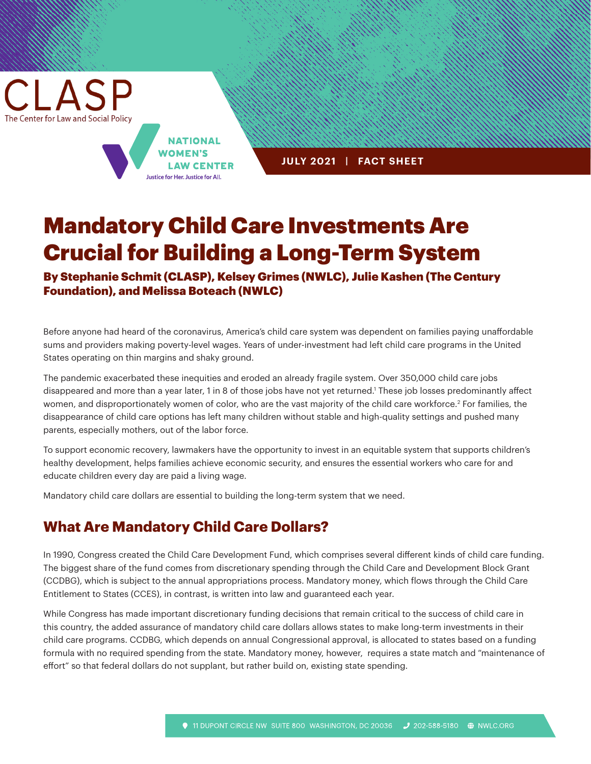CLASP
The Center for Law and Social Policy

NATIONAL WOMEN'S LAW CENTER
Justice for Her. Justice for All.

JULY 2021 | FACT SHEET

# Mandatory Child Care Investments Are Crucial for Building a Long-Term System

**By Stephanie Schmit (CLASP), Kelsey Grimes (NWLC), Julie Kashen (The Century Foundation), and Melissa Boteach (NWLC)**

Before anyone had heard of the coronavirus, America's child care system was dependent on families paying unaffordable sums and providers making poverty-level wages. Years of under-investment had left child care programs in the United States operating on thin margins and shaky ground.

The pandemic exacerbated these inequities and eroded an already fragile system. Over 350,000 child care jobs disappeared and more than a year later, 1 in 8 of those jobs have not yet returned.[1] These job losses predominantly affect women, and disproportionately women of color, who are the vast majority of the child care workforce.[2] For families, the disappearance of child care options has left many children without stable and high-quality settings and pushed many parents, especially mothers, out of the labor force.

To support economic recovery, lawmakers have the opportunity to invest in an equitable system that supports children's healthy development, helps families achieve economic security, and ensures the essential workers who care for and educate children every day are paid a living wage.

Mandatory child care dollars are essential to building the long-term system that we need.

## What Are Mandatory Child Care Dollars?

In 1990, Congress created the Child Care Development Fund, which comprises several different kinds of child care funding. The biggest share of the fund comes from discretionary spending through the Child Care and Development Block Grant (CCDBG), which is subject to the annual appropriations process. Mandatory money, which flows through the Child Care Entitlement to States (CCES), in contrast, is written into law and guaranteed each year.

While Congress has made important discretionary funding decisions that remain critical to the success of child care in this country, the added assurance of mandatory child care dollars allows states to make long-term investments in their child care programs. CCDBG, which depends on annual Congressional approval, is allocated to states based on a funding formula with no required spending from the state. Mandatory money, however, requires a state match and "maintenance of effort" so that federal dollars do not supplant, but rather build on, existing state spending.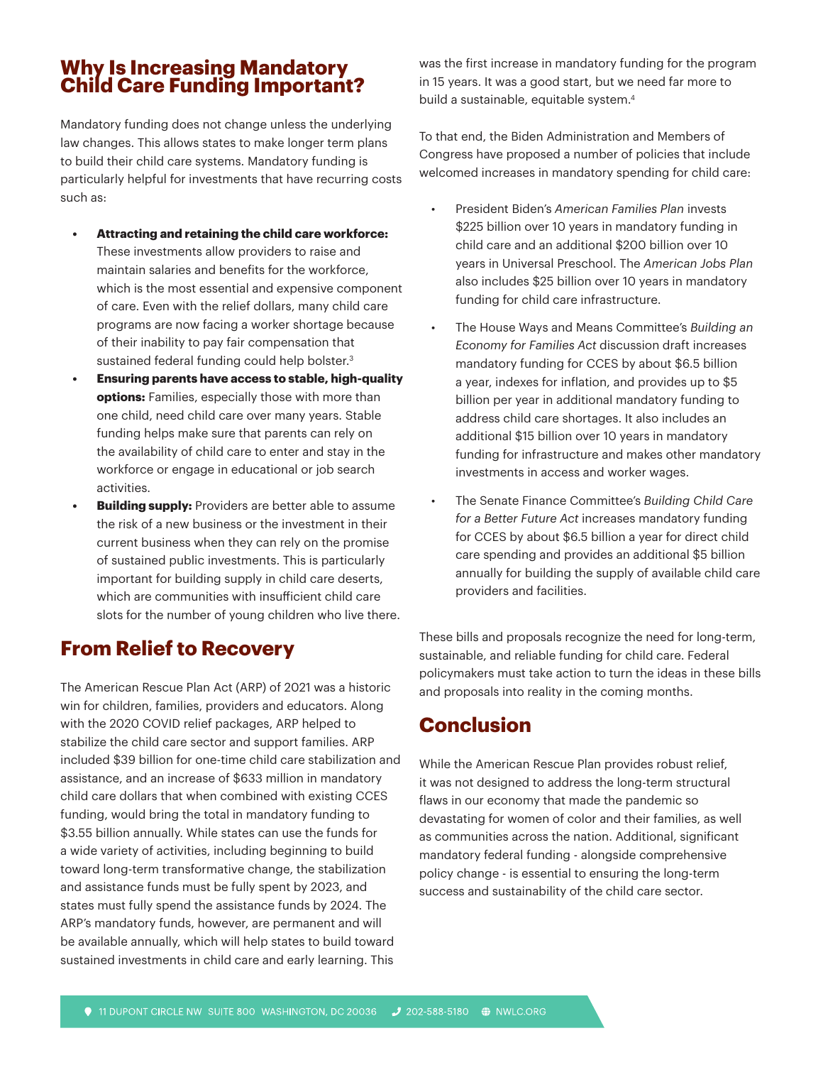## Why Is Increasing Mandatory Child Care Funding Important?

Mandatory funding does not change unless the underlying law changes. This allows states to make longer term plans to build their child care systems. Mandatory funding is particularly helpful for investments that have recurring costs such as:

- **Attracting and retaining the child care workforce:** These investments allow providers to raise and maintain salaries and benefits for the workforce, which is the most essential and expensive component of care. Even with the relief dollars, many child care programs are now facing a worker shortage because of their inability to pay fair compensation that sustained federal funding could help bolster.[3]
- **Ensuring parents have access to stable, high-quality options:** Families, especially those with more than one child, need child care over many years. Stable funding helps make sure that parents can rely on the availability of child care to enter and stay in the workforce or engage in educational or job search activities.
- **Building supply:** Providers are better able to assume the risk of a new business or the investment in their current business when they can rely on the promise of sustained public investments. This is particularly important for building supply in child care deserts, which are communities with insufficient child care slots for the number of young children who live there.

## From Relief to Recovery

The American Rescue Plan Act (ARP) of 2021 was a historic win for children, families, providers and educators. Along with the 2020 COVID relief packages, ARP helped to stabilize the child care sector and support families. ARP included $39 billion for one-time child care stabilization and assistance, and an increase of $633 million in mandatory child care dollars that when combined with existing CCES funding, would bring the total in mandatory funding to $3.55 billion annually. While states can use the funds for a wide variety of activities, including beginning to build toward long-term transformative change, the stabilization and assistance funds must be fully spent by 2023, and states must fully spend the assistance funds by 2024. The ARP's mandatory funds, however, are permanent and will be available annually, which will help states to build toward sustained investments in child care and early learning. This was the first increase in mandatory funding for the program in 15 years. It was a good start, but we need far more to build a sustainable, equitable system.[4]

To that end, the Biden Administration and Members of Congress have proposed a number of policies that include welcomed increases in mandatory spending for child care:

- President Biden's *American Families Plan* invests $225 billion over 10 years in mandatory funding in child care and an additional $200 billion over 10 years in Universal Preschool. The *American Jobs Plan* also includes $25 billion over 10 years in mandatory funding for child care infrastructure.
- The House Ways and Means Committee's *Building an Economy for Families Act* discussion draft increases mandatory funding for CCES by about $6.5 billion a year, indexes for inflation, and provides up to $5 billion per year in additional mandatory funding to address child care shortages. It also includes an additional $15 billion over 10 years in mandatory funding for infrastructure and makes other mandatory investments in access and worker wages.
- The Senate Finance Committee's *Building Child Care for a Better Future Act* increases mandatory funding for CCES by about $6.5 billion a year for direct child care spending and provides an additional $5 billion annually for building the supply of available child care providers and facilities.

These bills and proposals recognize the need for long-term, sustainable, and reliable funding for child care. Federal policymakers must take action to turn the ideas in these bills and proposals into reality in the coming months.

## Conclusion

While the American Rescue Plan provides robust relief, it was not designed to address the long-term structural flaws in our economy that made the pandemic so devastating for women of color and their families, as well as communities across the nation. Additional, significant mandatory federal funding - alongside comprehensive policy change - is essential to ensuring the long-term success and sustainability of the child care sector.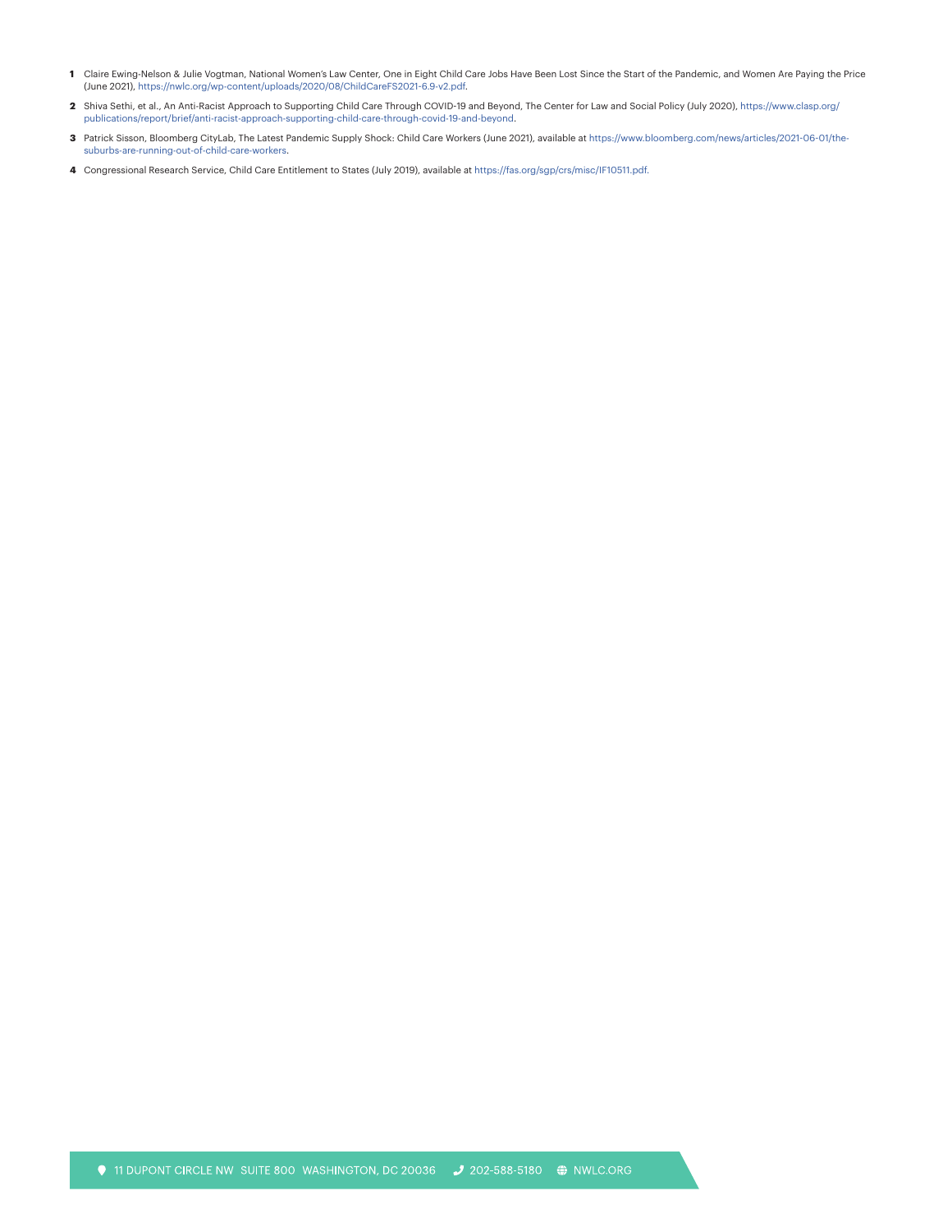1. Claire Ewing-Nelson & Julie Vogtman, National Women's Law Center, One in Eight Child Care Jobs Have Been Lost Since the Start of the Pandemic, and Women Are Paying the Price (June 2021), https://nwlc.org/wp-content/uploads/2020/08/ChildCareFS2021-6.9-v2.pdf.
2. Shiva Sethi, et al., An Anti-Racist Approach to Supporting Child Care Through COVID-19 and Beyond, The Center for Law and Social Policy (July 2020), https://www.clasp.org/publications/report/brief/anti-racist-approach-supporting-child-care-through-covid-19-and-beyond.
3. Patrick Sisson, Bloomberg CityLab, The Latest Pandemic Supply Shock: Child Care Workers (June 2021), available at https://www.bloomberg.com/news/articles/2021-06-01/the-suburbs-are-running-out-of-child-care-workers.
4. Congressional Research Service, Child Care Entitlement to States (July 2019), available at https://fas.org/sgp/crs/misc/IF10511.pdf.

11 DUPONT CIRCLE NW SUITE 800 WASHINGTON, DC 20036 202-588-5180 NWLC.ORG